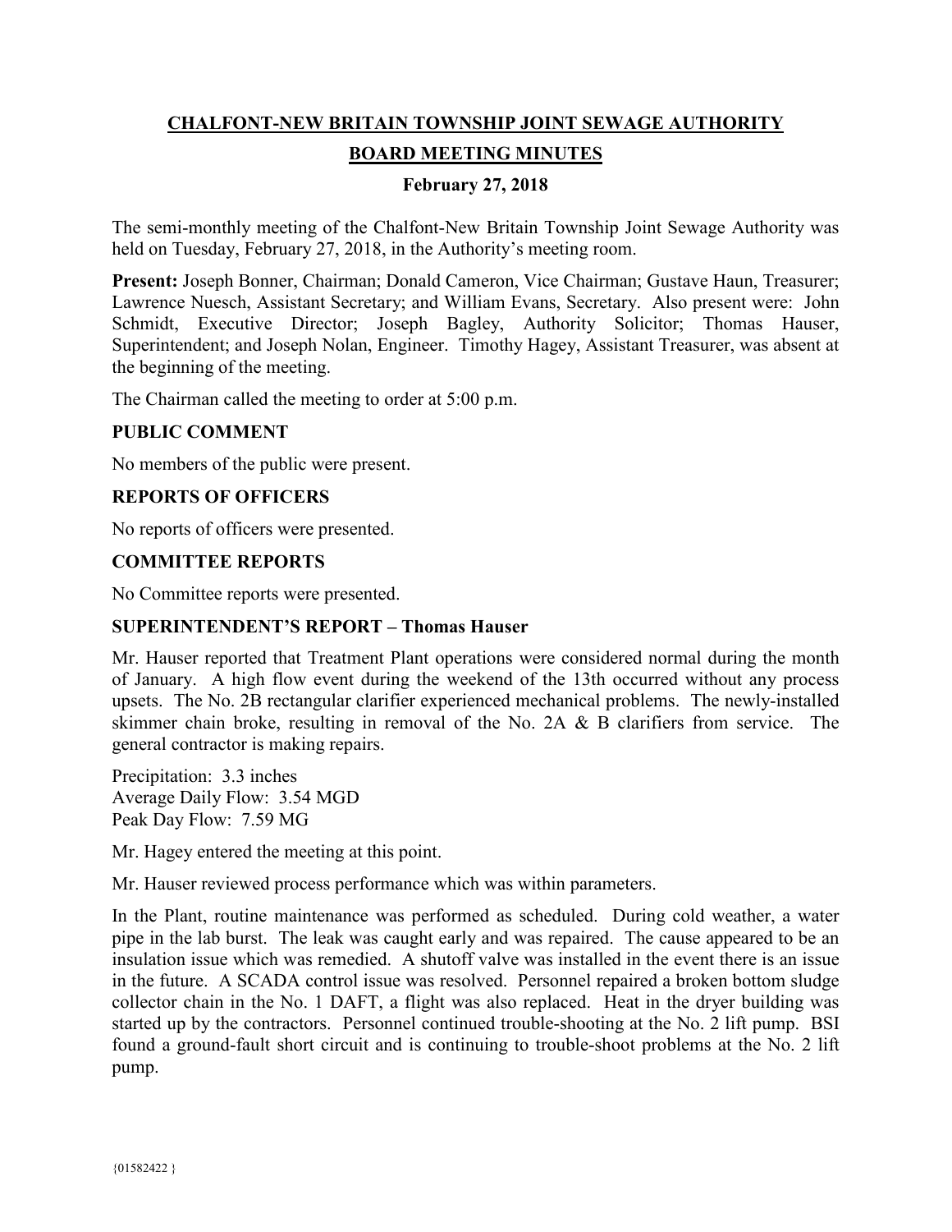# CHALFONT-NEW BRITAIN TOWNSHIP JOINT SEWAGE AUTHORITY

## BOARD MEETING MINUTES

### February 27, 2018

The semi-monthly meeting of the Chalfont-New Britain Township Joint Sewage Authority was held on Tuesday, February 27, 2018, in the Authority's meeting room.

**Present:** Joseph Bonner, Chairman; Donald Cameron, Vice Chairman; Gustave Haun, Treasurer; Lawrence Nuesch, Assistant Secretary; and William Evans, Secretary. Also present were: John Schmidt, Executive Director; Joseph Bagley, Authority Solicitor; Thomas Hauser, Superintendent; and Joseph Nolan, Engineer. Timothy Hagey, Assistant Treasurer, was absent at the beginning of the meeting.

The Chairman called the meeting to order at 5:00 p.m.

### PUBLIC COMMENT

No members of the public were present.

### REPORTS OF OFFICERS

No reports of officers were presented.

### COMMITTEE REPORTS

No Committee reports were presented.

### SUPERINTENDENT'S REPORT – Thomas Hauser

Mr. Hauser reported that Treatment Plant operations were considered normal during the month of January. A high flow event during the weekend of the 13th occurred without any process upsets. The No. 2B rectangular clarifier experienced mechanical problems. The newly-installed skimmer chain broke, resulting in removal of the No. 2A & B clarifiers from service. The general contractor is making repairs.

Precipitation: 3.3 inches
Average Daily Flow: 3.54 MGD
Peak Day Flow: 7.59 MG

Mr. Hagey entered the meeting at this point.

Mr. Hauser reviewed process performance which was within parameters.

In the Plant, routine maintenance was performed as scheduled. During cold weather, a water pipe in the lab burst. The leak was caught early and was repaired. The cause appeared to be an insulation issue which was remedied. A shutoff valve was installed in the event there is an issue in the future. A SCADA control issue was resolved. Personnel repaired a broken bottom sludge collector chain in the No. 1 DAFT, a flight was also replaced. Heat in the dryer building was started up by the contractors. Personnel continued trouble-shooting at the No. 2 lift pump. BSI found a ground-fault short circuit and is continuing to trouble-shoot problems at the No. 2 lift pump.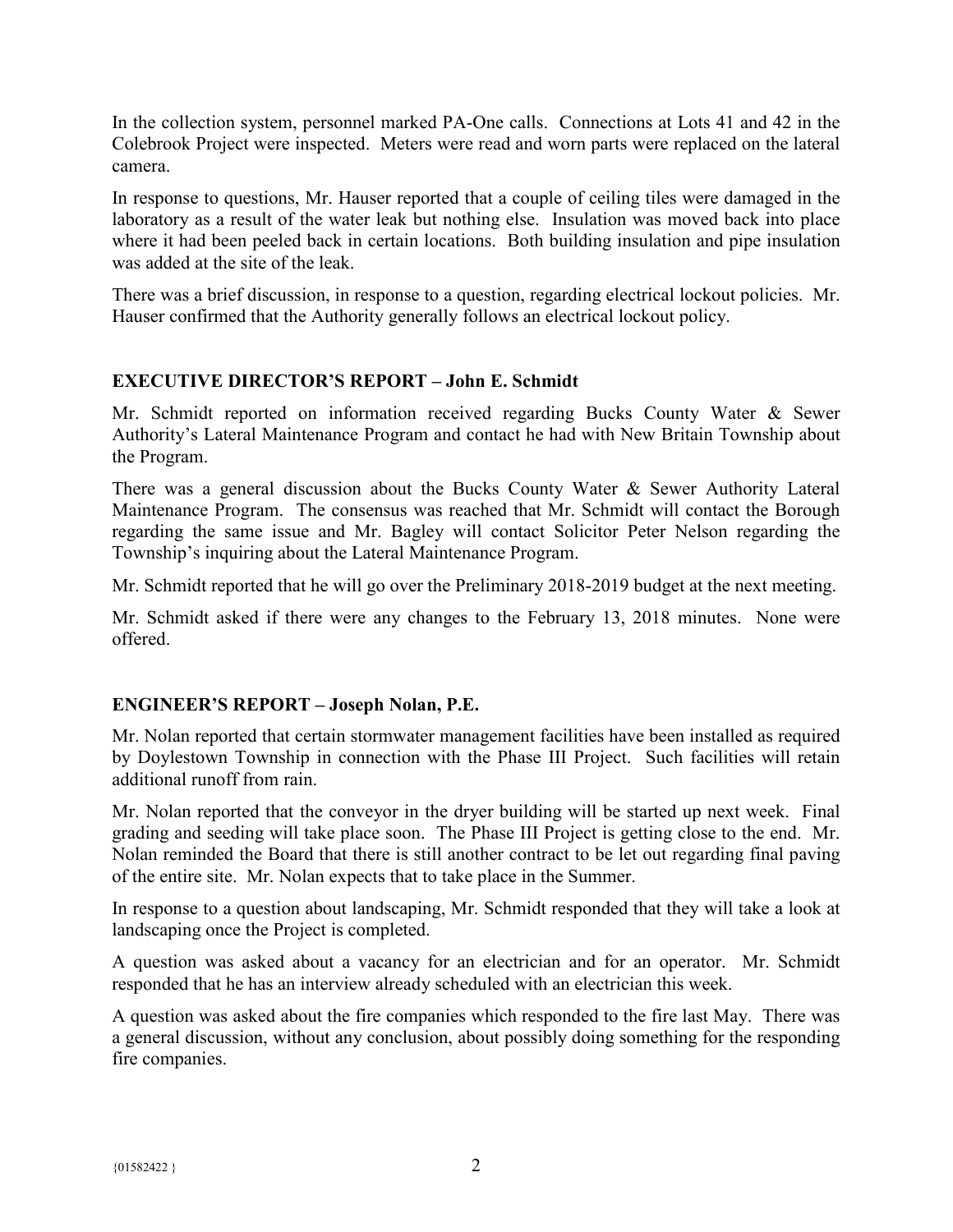In the collection system, personnel marked PA-One calls. Connections at Lots 41 and 42 in the Colebrook Project were inspected. Meters were read and worn parts were replaced on the lateral camera.

In response to questions, Mr. Hauser reported that a couple of ceiling tiles were damaged in the laboratory as a result of the water leak but nothing else. Insulation was moved back into place where it had been peeled back in certain locations. Both building insulation and pipe insulation was added at the site of the leak.

There was a brief discussion, in response to a question, regarding electrical lockout policies. Mr. Hauser confirmed that the Authority generally follows an electrical lockout policy.

## EXECUTIVE DIRECTOR'S REPORT – John E. Schmidt

Mr. Schmidt reported on information received regarding Bucks County Water & Sewer Authority's Lateral Maintenance Program and contact he had with New Britain Township about the Program.

There was a general discussion about the Bucks County Water & Sewer Authority Lateral Maintenance Program. The consensus was reached that Mr. Schmidt will contact the Borough regarding the same issue and Mr. Bagley will contact Solicitor Peter Nelson regarding the Township's inquiring about the Lateral Maintenance Program.

Mr. Schmidt reported that he will go over the Preliminary 2018-2019 budget at the next meeting.

Mr. Schmidt asked if there were any changes to the February 13, 2018 minutes. None were offered.

## ENGINEER'S REPORT – Joseph Nolan, P.E.

Mr. Nolan reported that certain stormwater management facilities have been installed as required by Doylestown Township in connection with the Phase III Project. Such facilities will retain additional runoff from rain.

Mr. Nolan reported that the conveyor in the dryer building will be started up next week. Final grading and seeding will take place soon. The Phase III Project is getting close to the end. Mr. Nolan reminded the Board that there is still another contract to be let out regarding final paving of the entire site. Mr. Nolan expects that to take place in the Summer.

In response to a question about landscaping, Mr. Schmidt responded that they will take a look at landscaping once the Project is completed.

A question was asked about a vacancy for an electrician and for an operator. Mr. Schmidt responded that he has an interview already scheduled with an electrician this week.

A question was asked about the fire companies which responded to the fire last May. There was a general discussion, without any conclusion, about possibly doing something for the responding fire companies.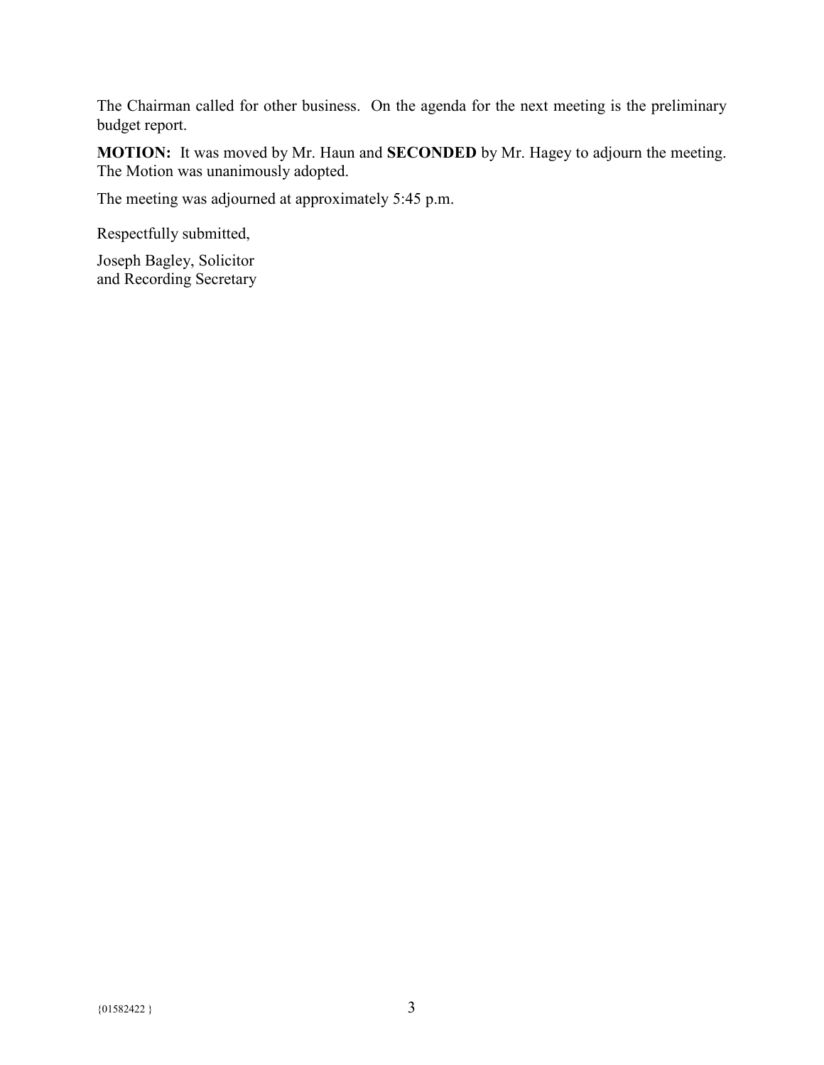The Chairman called for other business. On the agenda for the next meeting is the preliminary budget report.

**MOTION:** It was moved by Mr. Haun and **SECONDED** by Mr. Hagey to adjourn the meeting. The Motion was unanimously adopted.

The meeting was adjourned at approximately 5:45 p.m.

Respectfully submitted,

Joseph Bagley, Solicitor
and Recording Secretary

{01582422 }